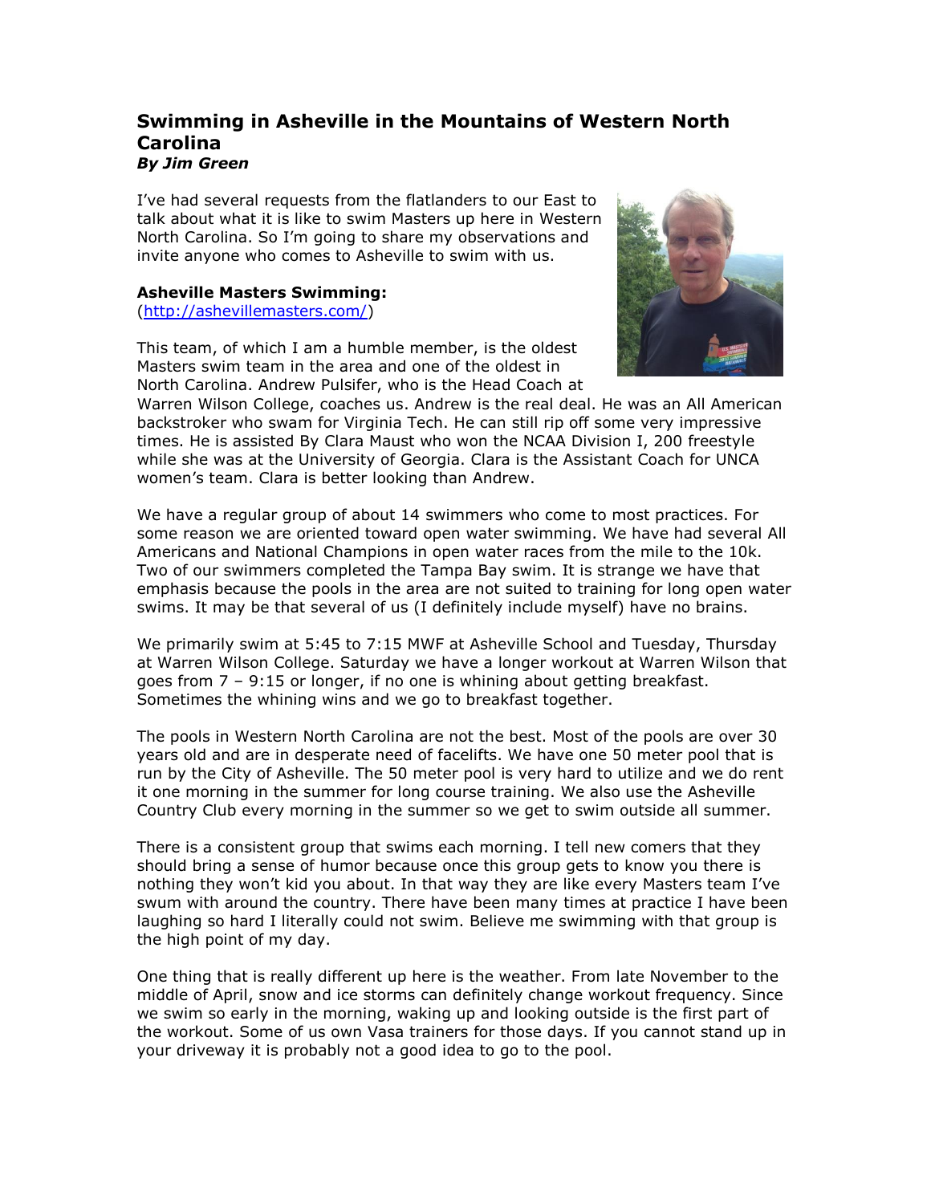# Swimming in Asheville in the Mountains of Western North Carolina

***By Jim Green***

I've had several requests from the flatlanders to our East to talk about what it is like to swim Masters up here in Western North Carolina. So I'm going to share my observations and invite anyone who comes to Asheville to swim with us.

**Asheville Masters Swimming:**
(http://ashevillemasters.com/)

This team, of which I am a humble member, is the oldest Masters swim team in the area and one of the oldest in North Carolina. Andrew Pulsifer, who is the Head Coach at Warren Wilson College, coaches us. Andrew is the real deal. He was an All American backstroker who swam for Virginia Tech. He can still rip off some very impressive times. He is assisted By Clara Maust who won the NCAA Division I, 200 freestyle while she was at the University of Georgia. Clara is the Assistant Coach for UNCA women's team. Clara is better looking than Andrew.

We have a regular group of about 14 swimmers who come to most practices. For some reason we are oriented toward open water swimming. We have had several All Americans and National Champions in open water races from the mile to the 10k. Two of our swimmers completed the Tampa Bay swim. It is strange we have that emphasis because the pools in the area are not suited to training for long open water swims. It may be that several of us (I definitely include myself) have no brains.

We primarily swim at 5:45 to 7:15 MWF at Asheville School and Tuesday, Thursday at Warren Wilson College. Saturday we have a longer workout at Warren Wilson that goes from 7 – 9:15 or longer, if no one is whining about getting breakfast. Sometimes the whining wins and we go to breakfast together.

The pools in Western North Carolina are not the best. Most of the pools are over 30 years old and are in desperate need of facelifts. We have one 50 meter pool that is run by the City of Asheville. The 50 meter pool is very hard to utilize and we do rent it one morning in the summer for long course training. We also use the Asheville Country Club every morning in the summer so we get to swim outside all summer.

There is a consistent group that swims each morning. I tell new comers that they should bring a sense of humor because once this group gets to know you there is nothing they won't kid you about. In that way they are like every Masters team I've swum with around the country. There have been many times at practice I have been laughing so hard I literally could not swim. Believe me swimming with that group is the high point of my day.

One thing that is really different up here is the weather. From late November to the middle of April, snow and ice storms can definitely change workout frequency. Since we swim so early in the morning, waking up and looking outside is the first part of the workout. Some of us own Vasa trainers for those days. If you cannot stand up in your driveway it is probably not a good idea to go to the pool.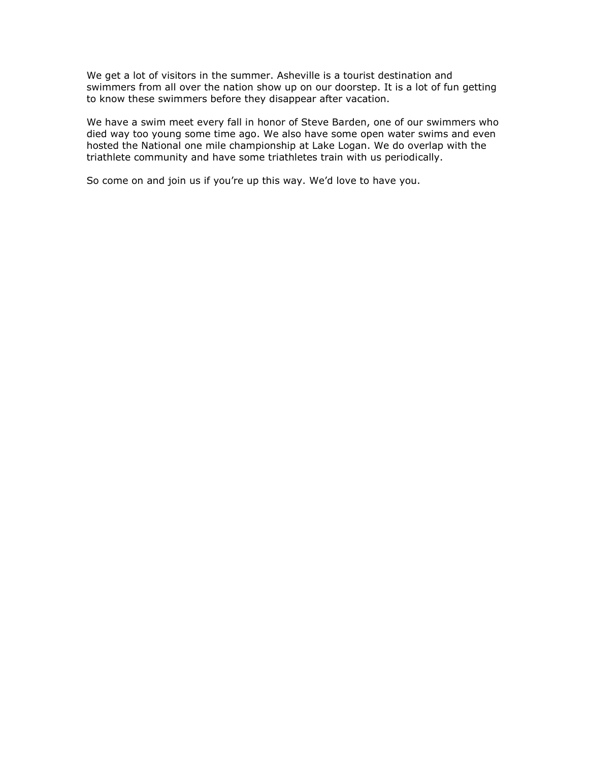We get a lot of visitors in the summer. Asheville is a tourist destination and swimmers from all over the nation show up on our doorstep. It is a lot of fun getting to know these swimmers before they disappear after vacation.

We have a swim meet every fall in honor of Steve Barden, one of our swimmers who died way too young some time ago. We also have some open water swims and even hosted the National one mile championship at Lake Logan. We do overlap with the triathlete community and have some triathletes train with us periodically.

So come on and join us if you're up this way. We'd love to have you.